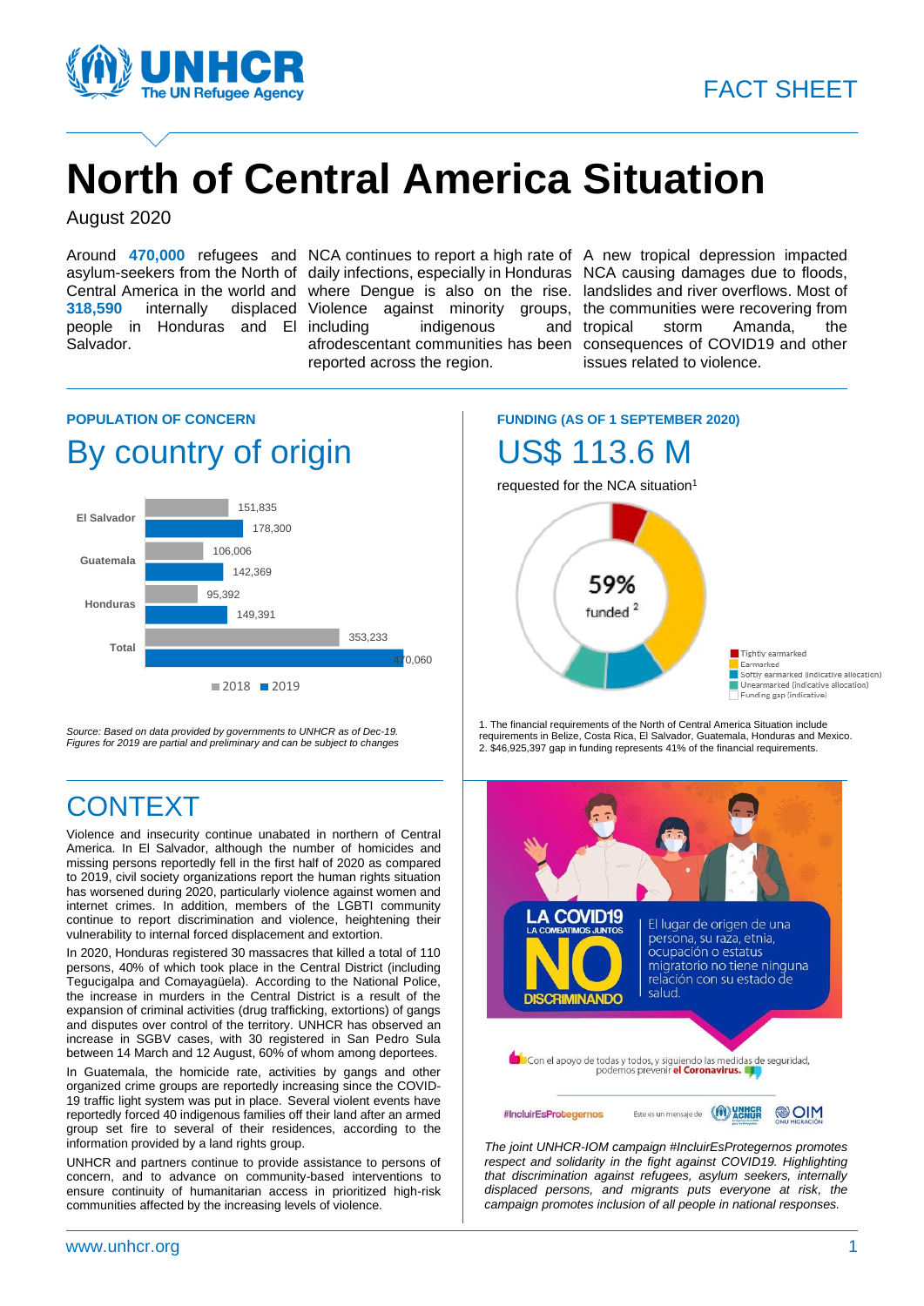FACT SHEET

# North of Central America Situation

August 2020

Around **470,000** refugees and asylum-seekers from the North of Central America in the world and **318,590** internally displaced people in Honduras and El Salvador.

NCA continues to report a high rate of daily infections, especially in Honduras where Dengue is also on the rise. Violence against minority groups, including indigenous and afrodescentant communities has been reported across the region.

A new tropical depression impacted NCA causing damages due to floods, landslides and river overflows. Most of the communities were recovering from tropical storm Amanda, the consequences of COVID19 and other issues related to violence.

### POPULATION OF CONCERN

## By country of origin

| | 2018 | 2019 |
|---|---|---|
| El Salvador | 151,835 | 178,300 |
| Guatemala | 106,006 | 142,369 |
| Honduras | 95,392 | 149,391 |
| Total | 353,233 | 470,060 |

*Source: Based on data provided by governments to UNHCR as of Dec-19. Figures for 2019 are partial and preliminary and can be subject to changes*

### FUNDING (AS OF 1 SEPTEMBER 2020)

## US$ 113.6 M

requested for the NCA situation[1]

59% funded [2]

- Tightly earmarked
- Earmarked
- Softly earmarked (indicative allocation)
- Unearmarked (indicative allocation)
- Funding gap (indicative)

1. The financial requirements of the North of Central America Situation include requirements in Belize, Costa Rica, El Salvador, Guatemala, Honduras and Mexico.
2. $46,925,397 gap in funding represents 41% of the financial requirements.

## CONTEXT

Violence and insecurity continue unabated in northern of Central America. In El Salvador, although the number of homicides and missing persons reportedly fell in the first half of 2020 as compared to 2019, civil society organizations report the human rights situation has worsened during 2020, particularly violence against women and internet crimes. In addition, members of the LGBTI community continue to report discrimination and violence, heightening their vulnerability to internal forced displacement and extortion.

In 2020, Honduras registered 30 massacres that killed a total of 110 persons, 40% of which took place in the Central District (including Tegucigalpa and Comayagüela). According to the National Police, the increase in murders in the Central District is a result of the expansion of criminal activities (drug trafficking, extortions) of gangs and disputes over control of the territory. UNHCR has observed an increase in SGBV cases, with 30 registered in San Pedro Sula between 14 March and 12 August, 60% of whom among deportees.

In Guatemala, the homicide rate, activities by gangs and other organized crime groups are reportedly increasing since the COVID-19 traffic light system was put in place. Several violent events have reportedly forced 40 indigenous families off their land after an armed group set fire to several of their residences, according to the information provided by a land rights group.

UNHCR and partners continue to provide assistance to persons of concern, and to advance on community-based interventions to ensure continuity of humanitarian access in prioritized high-risk communities affected by the increasing levels of violence.

*The joint UNHCR-IOM campaign #IncluirEsProtegernos promotes respect and solidarity in the fight against COVID19. Highlighting that discrimination against refugees, asylum seekers, internally displaced persons, and migrants puts everyone at risk, the campaign promotes inclusion of all people in national responses.*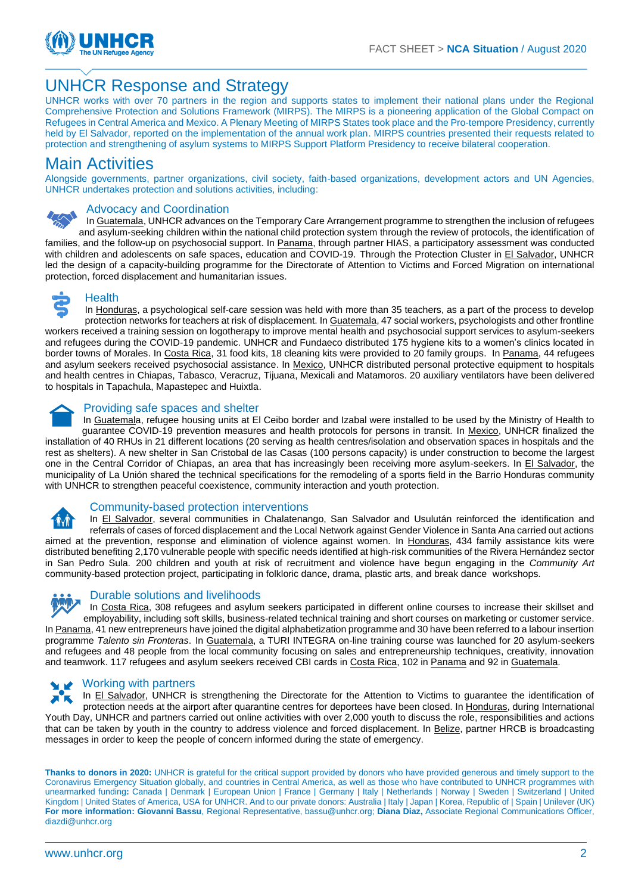# UNHCR Response and Strategy

UNHCR works with over 70 partners in the region and supports states to implement their national plans under the Regional Comprehensive Protection and Solutions Framework (MIRPS). The MIRPS is a pioneering application of the Global Compact on Refugees in Central America and Mexico. A Plenary Meeting of MIRPS States took place and the Pro-tempore Presidency, currently held by El Salvador, reported on the implementation of the annual work plan. MIRPS countries presented their requests related to protection and strengthening of asylum systems to MIRPS Support Platform Presidency to receive bilateral cooperation.

# Main Activities

Alongside governments, partner organizations, civil society, faith-based organizations, development actors and UN Agencies, UNHCR undertakes protection and solutions activities, including:

## Advocacy and Coordination

In Guatemala, UNHCR advances on the Temporary Care Arrangement programme to strengthen the inclusion of refugees and asylum-seeking children within the national child protection system through the review of protocols, the identification of families, and the follow-up on psychosocial support. In Panama, through partner HIAS, a participatory assessment was conducted with children and adolescents on safe spaces, education and COVID-19. Through the Protection Cluster in El Salvador, UNHCR led the design of a capacity-building programme for the Directorate of Attention to Victims and Forced Migration on international protection, forced displacement and humanitarian issues.

## Health

In Honduras, a psychological self-care session was held with more than 35 teachers, as a part of the process to develop protection networks for teachers at risk of displacement. In Guatemala, 47 social workers, psychologists and other frontline workers received a training session on logotherapy to improve mental health and psychosocial support services to asylum-seekers and refugees during the COVID-19 pandemic. UNHCR and Fundaeco distributed 175 hygiene kits to a women's clinics located in border towns of Morales. In Costa Rica, 31 food kits, 18 cleaning kits were provided to 20 family groups. In Panama, 44 refugees and asylum seekers received psychosocial assistance. In Mexico, UNHCR distributed personal protective equipment to hospitals and health centres in Chiapas, Tabasco, Veracruz, Tijuana, Mexicali and Matamoros. 20 auxiliary ventilators have been delivered to hospitals in Tapachula, Mapastepec and Huixtla.

## Providing safe spaces and shelter

In Guatemala, refugee housing units at El Ceibo border and Izabal were installed to be used by the Ministry of Health to guarantee COVID-19 prevention measures and health protocols for persons in transit. In Mexico, UNHCR finalized the installation of 40 RHUs in 21 different locations (20 serving as health centres/isolation and observation spaces in hospitals and the rest as shelters). A new shelter in San Cristobal de las Casas (100 persons capacity) is under construction to become the largest one in the Central Corridor of Chiapas, an area that has increasingly been receiving more asylum-seekers. In El Salvador, the municipality of La Unión shared the technical specifications for the remodeling of a sports field in the Barrio Honduras community with UNHCR to strengthen peaceful coexistence, community interaction and youth protection.

## Community-based protection interventions

In El Salvador, several communities in Chalatenango, San Salvador and Usulután reinforced the identification and referrals of cases of forced displacement and the Local Network against Gender Violence in Santa Ana carried out actions aimed at the prevention, response and elimination of violence against women. In Honduras, 434 family assistance kits were distributed benefiting 2,170 vulnerable people with specific needs identified at high-risk communities of the Rivera Hernández sector in San Pedro Sula. 200 children and youth at risk of recruitment and violence have begun engaging in the *Community Art* community-based protection project, participating in folkloric dance, drama, plastic arts, and break dance workshops.

## Durable solutions and livelihoods

In Costa Rica, 308 refugees and asylum seekers participated in different online courses to increase their skillset and employability, including soft skills, business-related technical training and short courses on marketing or customer service. In Panama, 41 new entrepreneurs have joined the digital alphabetization programme and 30 have been referred to a labour insertion programme *Talento sin Fronteras*. In Guatemala, a TURI INTEGRA on-line training course was launched for 20 asylum-seekers and refugees and 48 people from the local community focusing on sales and entrepreneurship techniques, creativity, innovation and teamwork. 117 refugees and asylum seekers received CBI cards in Costa Rica, 102 in Panama and 92 in Guatemala.

## Working with partners

In El Salvador, UNHCR is strengthening the Directorate for the Attention to Victims to guarantee the identification of protection needs at the airport after quarantine centres for deportees have been closed. In Honduras, during International Youth Day, UNHCR and partners carried out online activities with over 2,000 youth to discuss the role, responsibilities and actions that can be taken by youth in the country to address violence and forced displacement. In Belize, partner HRCB is broadcasting messages in order to keep the people of concern informed during the state of emergency.

**Thanks to donors in 2020:** UNHCR is grateful for the critical support provided by donors who have provided generous and timely support to the Coronavirus Emergency Situation globally, and countries in Central America, as well as those who have contributed to UNHCR programmes with unearmarked funding**:** Canada | Denmark | European Union | France | Germany | Italy | Netherlands | Norway | Sweden | Switzerland | United Kingdom | United States of America, USA for UNHCR. And to our private donors: Australia | Italy | Japan | Korea, Republic of | Spain | Unilever (UK)
**For more information: Giovanni Bassu**, Regional Representative, bassu@unhcr.org; **Diana Diaz,** Associate Regional Communications Officer, diazdi@unhcr.org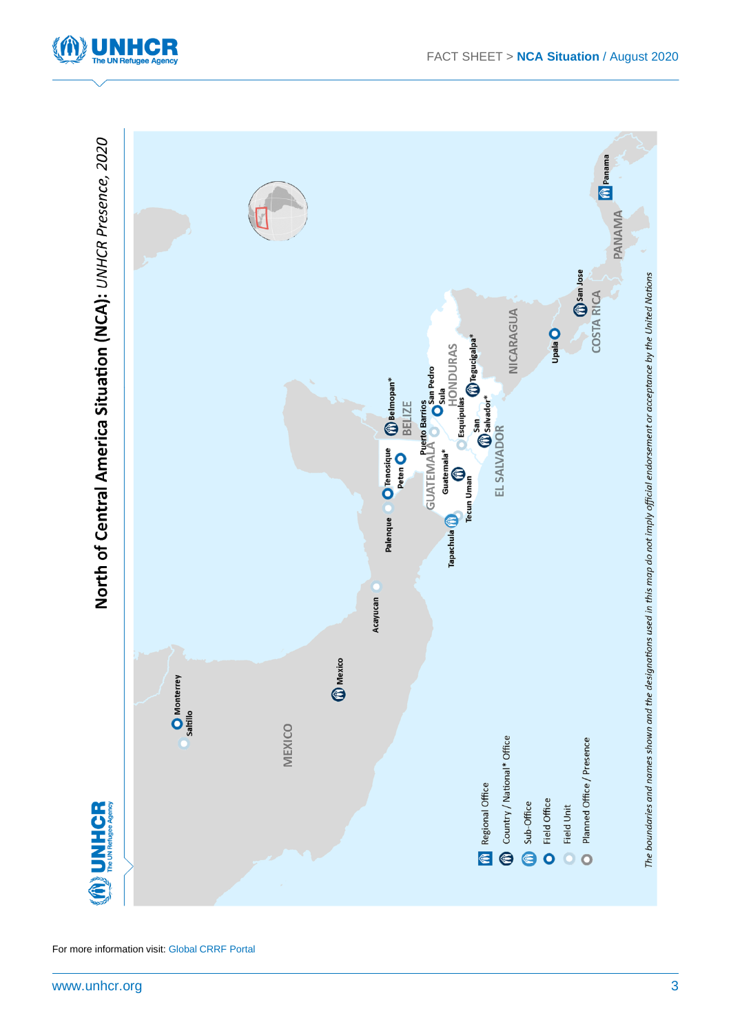# North of Central America Situation (NCA): *UNHCR Presence, 2020*

MEXICO

Monterrey

Saltillo

Mexico

Acayucan

Palenque

Tenosique

Peten

Tapachula

Tecun Uman

GUATEMALA

Guatemala*

BELIZE

Belmopan*

Puerto Barrios

San Pedro Sula

HONDURAS

Esquipulas

San Salvador*

EL SALVADOR

Tegucigalpa*

NICARAGUA

Upala

San Jose

COSTA RICA

PANAMA

Panama

Regional Office

Country / National* Office

Sub-Office

Field Office

Field Unit

Planned Office / Presence

*The boundaries and names shown and the designations used in this map do not imply official endorsement or acceptance by the United Nations*

For more information visit: Global CRRF Portal